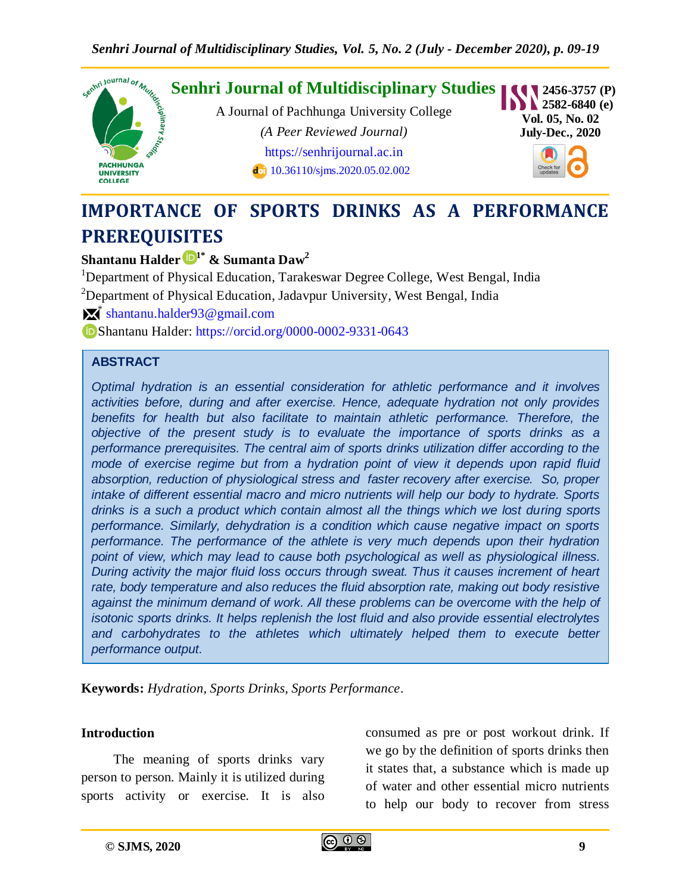# Senhri Journal of Multidisciplinary Studies

A Journal of Pachhunga University College

*(A Peer Reviewed Journal)*

https://senhrijournal.ac.in

10.36110/sjms.2020.05.02.002

2456-3757 (P)
2582-6840 (e)
Vol. 05, No. 02
July-Dec., 2020

# IMPORTANCE OF SPORTS DRINKS AS A PERFORMANCE PREREQUISITES

**Shantanu Halder[1*] & Sumanta Daw[2]**

[1]Department of Physical Education, Tarakeswar Degree College, West Bengal, India

[2]Department of Physical Education, Jadavpur University, West Bengal, India

[*] shantanu.halder93@gmail.com

Shantanu Halder: https://orcid.org/0000-0002-9331-0643

## ABSTRACT

*Optimal hydration is an essential consideration for athletic performance and it involves activities before, during and after exercise. Hence, adequate hydration not only provides benefits for health but also facilitate to maintain athletic performance. Therefore, the objective of the present study is to evaluate the importance of sports drinks as a performance prerequisites. The central aim of sports drinks utilization differ according to the mode of exercise regime but from a hydration point of view it depends upon rapid fluid absorption, reduction of physiological stress and faster recovery after exercise. So, proper intake of different essential macro and micro nutrients will help our body to hydrate. Sports drinks is a such a product which contain almost all the things which we lost during sports performance. Similarly, dehydration is a condition which cause negative impact on sports performance. The performance of the athlete is very much depends upon their hydration point of view, which may lead to cause both psychological as well as physiological illness. During activity the major fluid loss occurs through sweat. Thus it causes increment of heart rate, body temperature and also reduces the fluid absorption rate, making out body resistive against the minimum demand of work. All these problems can be overcome with the help of isotonic sports drinks. It helps replenish the lost fluid and also provide essential electrolytes and carbohydrates to the athletes which ultimately helped them to execute better performance output.*

**Keywords:** *Hydration, Sports Drinks, Sports Performance*.

## Introduction

The meaning of sports drinks vary person to person. Mainly it is utilized during sports activity or exercise. It is also consumed as pre or post workout drink. If we go by the definition of sports drinks then it states that, a substance which is made up of water and other essential micro nutrients to help our body to recover from stress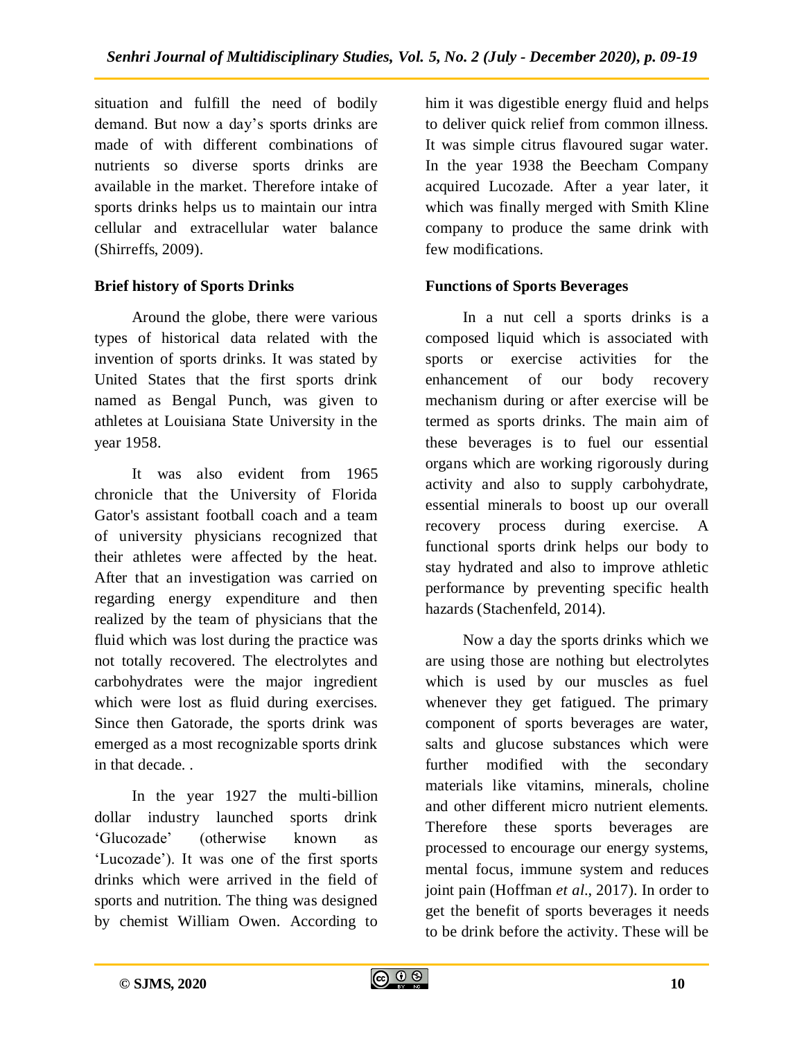situation and fulfill the need of bodily demand. But now a day's sports drinks are made of with different combinations of nutrients so diverse sports drinks are available in the market. Therefore intake of sports drinks helps us to maintain our intra cellular and extracellular water balance (Shirreffs, 2009).

**Brief history of Sports Drinks**

Around the globe, there were various types of historical data related with the invention of sports drinks. It was stated by United States that the first sports drink named as Bengal Punch, was given to athletes at Louisiana State University in the year 1958.

It was also evident from 1965 chronicle that the University of Florida Gator's assistant football coach and a team of university physicians recognized that their athletes were affected by the heat. After that an investigation was carried on regarding energy expenditure and then realized by the team of physicians that the fluid which was lost during the practice was not totally recovered. The electrolytes and carbohydrates were the major ingredient which were lost as fluid during exercises. Since then Gatorade, the sports drink was emerged as a most recognizable sports drink in that decade. .

In the year 1927 the multi-billion dollar industry launched sports drink 'Glucozade' (otherwise known as 'Lucozade'). It was one of the first sports drinks which were arrived in the field of sports and nutrition. The thing was designed by chemist William Owen. According to him it was digestible energy fluid and helps to deliver quick relief from common illness. It was simple citrus flavoured sugar water. In the year 1938 the Beecham Company acquired Lucozade. After a year later, it which was finally merged with Smith Kline company to produce the same drink with few modifications.

**Functions of Sports Beverages**

In a nut cell a sports drinks is a composed liquid which is associated with sports or exercise activities for the enhancement of our body recovery mechanism during or after exercise will be termed as sports drinks. The main aim of these beverages is to fuel our essential organs which are working rigorously during activity and also to supply carbohydrate, essential minerals to boost up our overall recovery process during exercise. A functional sports drink helps our body to stay hydrated and also to improve athletic performance by preventing specific health hazards (Stachenfeld, 2014).

Now a day the sports drinks which we are using those are nothing but electrolytes which is used by our muscles as fuel whenever they get fatigued. The primary component of sports beverages are water, salts and glucose substances which were further modified with the secondary materials like vitamins, minerals, choline and other different micro nutrient elements. Therefore these sports beverages are processed to encourage our energy systems, mental focus, immune system and reduces joint pain (Hoffman *et al*., 2017). In order to get the benefit of sports beverages it needs to be drink before the activity. These will be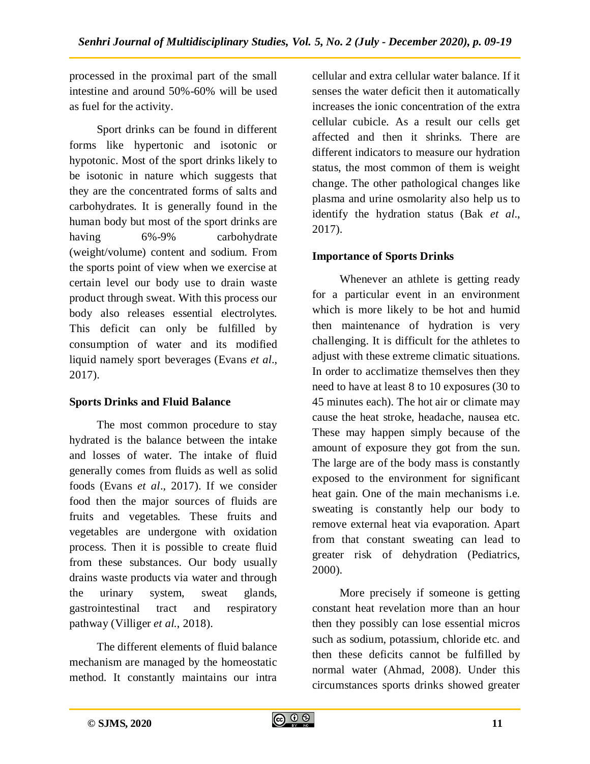processed in the proximal part of the small intestine and around 50%-60% will be used as fuel for the activity.

Sport drinks can be found in different forms like hypertonic and isotonic or hypotonic. Most of the sport drinks likely to be isotonic in nature which suggests that they are the concentrated forms of salts and carbohydrates. It is generally found in the human body but most of the sport drinks are having 6%-9% carbohydrate (weight/volume) content and sodium. From the sports point of view when we exercise at certain level our body use to drain waste product through sweat. With this process our body also releases essential electrolytes. This deficit can only be fulfilled by consumption of water and its modified liquid namely sport beverages (Evans *et al*., 2017).

## Sports Drinks and Fluid Balance

The most common procedure to stay hydrated is the balance between the intake and losses of water. The intake of fluid generally comes from fluids as well as solid foods (Evans *et al*., 2017). If we consider food then the major sources of fluids are fruits and vegetables. These fruits and vegetables are undergone with oxidation process. Then it is possible to create fluid from these substances. Our body usually drains waste products via water and through the urinary system, sweat glands, gastrointestinal tract and respiratory pathway (Villiger *et al.,* 2018).

The different elements of fluid balance mechanism are managed by the homeostatic method. It constantly maintains our intra cellular and extra cellular water balance. If it senses the water deficit then it automatically increases the ionic concentration of the extra cellular cubicle. As a result our cells get affected and then it shrinks. There are different indicators to measure our hydration status, the most common of them is weight change. The other pathological changes like plasma and urine osmolarity also help us to identify the hydration status (Bak *et al*., 2017).

## Importance of Sports Drinks

Whenever an athlete is getting ready for a particular event in an environment which is more likely to be hot and humid then maintenance of hydration is very challenging. It is difficult for the athletes to adjust with these extreme climatic situations. In order to acclimatize themselves then they need to have at least 8 to 10 exposures (30 to 45 minutes each). The hot air or climate may cause the heat stroke, headache, nausea etc. These may happen simply because of the amount of exposure they got from the sun. The large are of the body mass is constantly exposed to the environment for significant heat gain. One of the main mechanisms i.e. sweating is constantly help our body to remove external heat via evaporation. Apart from that constant sweating can lead to greater risk of dehydration (Pediatrics, 2000).

More precisely if someone is getting constant heat revelation more than an hour then they possibly can lose essential micros such as sodium, potassium, chloride etc. and then these deficits cannot be fulfilled by normal water (Ahmad, 2008). Under this circumstances sports drinks showed greater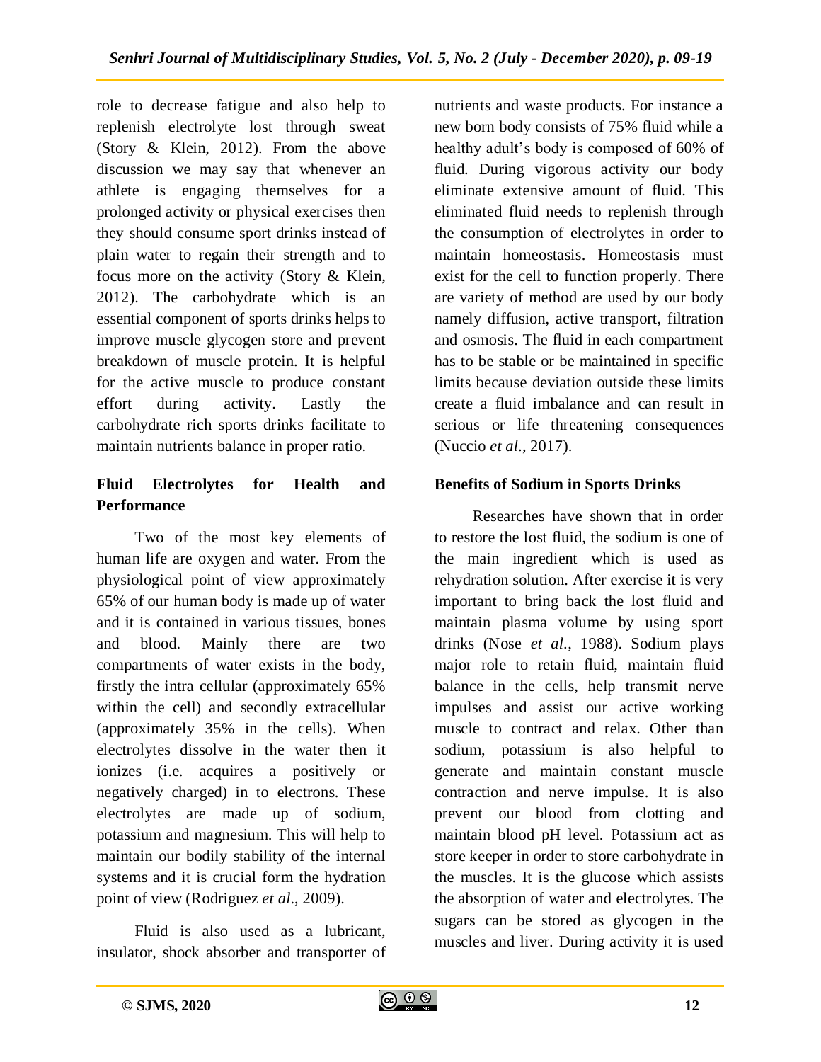role to decrease fatigue and also help to replenish electrolyte lost through sweat (Story & Klein, 2012). From the above discussion we may say that whenever an athlete is engaging themselves for a prolonged activity or physical exercises then they should consume sport drinks instead of plain water to regain their strength and to focus more on the activity (Story & Klein, 2012). The carbohydrate which is an essential component of sports drinks helps to improve muscle glycogen store and prevent breakdown of muscle protein. It is helpful for the active muscle to produce constant effort during activity. Lastly the carbohydrate rich sports drinks facilitate to maintain nutrients balance in proper ratio.

## Fluid Electrolytes for Health and Performance

Two of the most key elements of human life are oxygen and water. From the physiological point of view approximately 65% of our human body is made up of water and it is contained in various tissues, bones and blood. Mainly there are two compartments of water exists in the body, firstly the intra cellular (approximately 65% within the cell) and secondly extracellular (approximately 35% in the cells). When electrolytes dissolve in the water then it ionizes (i.e. acquires a positively or negatively charged) in to electrons. These electrolytes are made up of sodium, potassium and magnesium. This will help to maintain our bodily stability of the internal systems and it is crucial form the hydration point of view (Rodriguez *et al*., 2009).

Fluid is also used as a lubricant, insulator, shock absorber and transporter of nutrients and waste products. For instance a new born body consists of 75% fluid while a healthy adult's body is composed of 60% of fluid. During vigorous activity our body eliminate extensive amount of fluid. This eliminated fluid needs to replenish through the consumption of electrolytes in order to maintain homeostasis. Homeostasis must exist for the cell to function properly. There are variety of method are used by our body namely diffusion, active transport, filtration and osmosis. The fluid in each compartment has to be stable or be maintained in specific limits because deviation outside these limits create a fluid imbalance and can result in serious or life threatening consequences (Nuccio *et al*., 2017).

## Benefits of Sodium in Sports Drinks

Researches have shown that in order to restore the lost fluid, the sodium is one of the main ingredient which is used as rehydration solution. After exercise it is very important to bring back the lost fluid and maintain plasma volume by using sport drinks (Nose *et al.*, 1988). Sodium plays major role to retain fluid, maintain fluid balance in the cells, help transmit nerve impulses and assist our active working muscle to contract and relax. Other than sodium, potassium is also helpful to generate and maintain constant muscle contraction and nerve impulse. It is also prevent our blood from clotting and maintain blood pH level. Potassium act as store keeper in order to store carbohydrate in the muscles. It is the glucose which assists the absorption of water and electrolytes. The sugars can be stored as glycogen in the muscles and liver. During activity it is used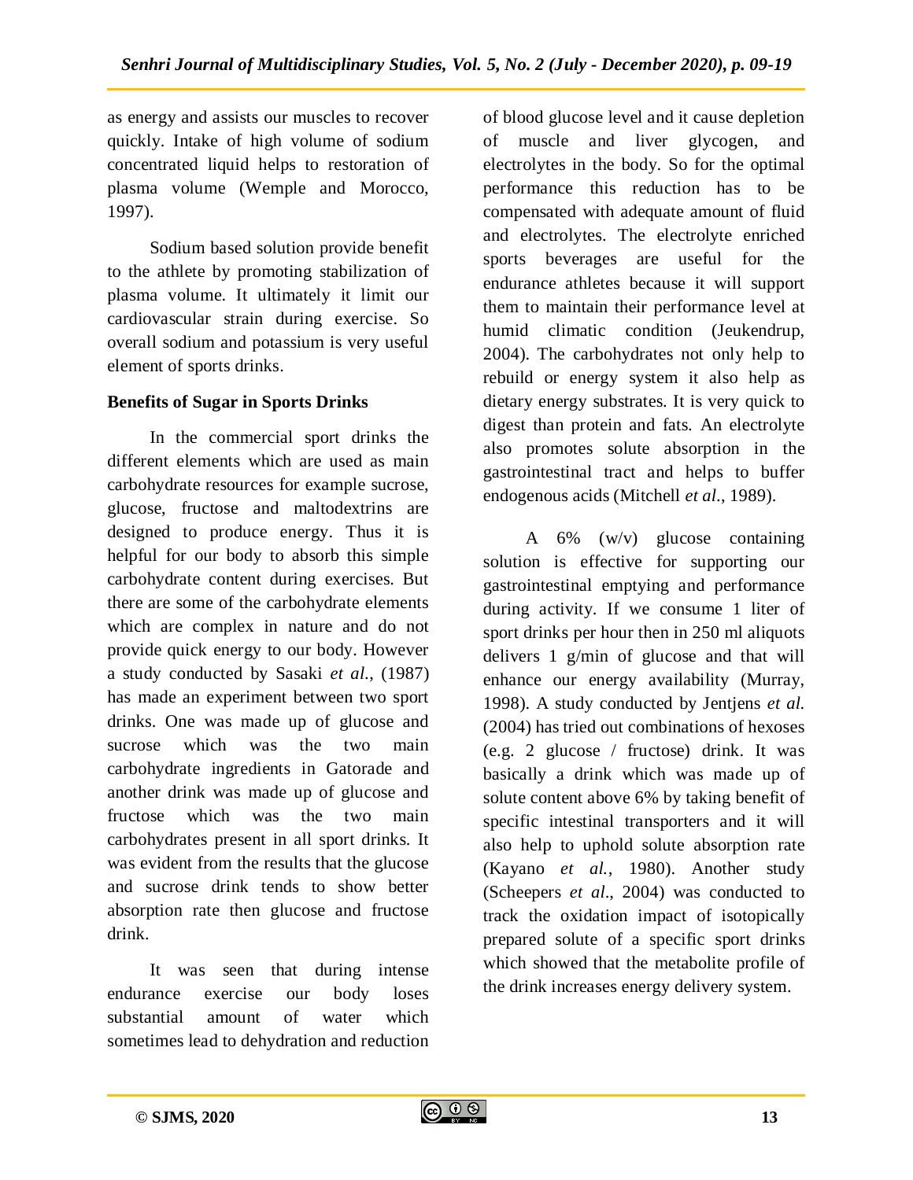as energy and assists our muscles to recover quickly. Intake of high volume of sodium concentrated liquid helps to restoration of plasma volume (Wemple and Morocco, 1997).

Sodium based solution provide benefit to the athlete by promoting stabilization of plasma volume. It ultimately it limit our cardiovascular strain during exercise. So overall sodium and potassium is very useful element of sports drinks.

**Benefits of Sugar in Sports Drinks**

In the commercial sport drinks the different elements which are used as main carbohydrate resources for example sucrose, glucose, fructose and maltodextrins are designed to produce energy. Thus it is helpful for our body to absorb this simple carbohydrate content during exercises. But there are some of the carbohydrate elements which are complex in nature and do not provide quick energy to our body. However a study conducted by Sasaki *et al.*, (1987) has made an experiment between two sport drinks. One was made up of glucose and sucrose which was the two main carbohydrate ingredients in Gatorade and another drink was made up of glucose and fructose which was the two main carbohydrates present in all sport drinks. It was evident from the results that the glucose and sucrose drink tends to show better absorption rate then glucose and fructose drink.

It was seen that during intense endurance exercise our body loses substantial amount of water which sometimes lead to dehydration and reduction of blood glucose level and it cause depletion of muscle and liver glycogen, and electrolytes in the body. So for the optimal performance this reduction has to be compensated with adequate amount of fluid and electrolytes. The electrolyte enriched sports beverages are useful for the endurance athletes because it will support them to maintain their performance level at humid climatic condition (Jeukendrup, 2004). The carbohydrates not only help to rebuild or energy system it also help as dietary energy substrates. It is very quick to digest than protein and fats. An electrolyte also promotes solute absorption in the gastrointestinal tract and helps to buffer endogenous acids (Mitchell *et al*., 1989).

A 6% (w/v) glucose containing solution is effective for supporting our gastrointestinal emptying and performance during activity. If we consume 1 liter of sport drinks per hour then in 250 ml aliquots delivers 1 g/min of glucose and that will enhance our energy availability (Murray, 1998). A study conducted by Jentjens *et al.* (2004) has tried out combinations of hexoses (e.g. 2 glucose / fructose) drink. It was basically a drink which was made up of solute content above 6% by taking benefit of specific intestinal transporters and it will also help to uphold solute absorption rate (Kayano *et al.*, 1980). Another study (Scheepers *et al*., 2004) was conducted to track the oxidation impact of isotopically prepared solute of a specific sport drinks which showed that the metabolite profile of the drink increases energy delivery system.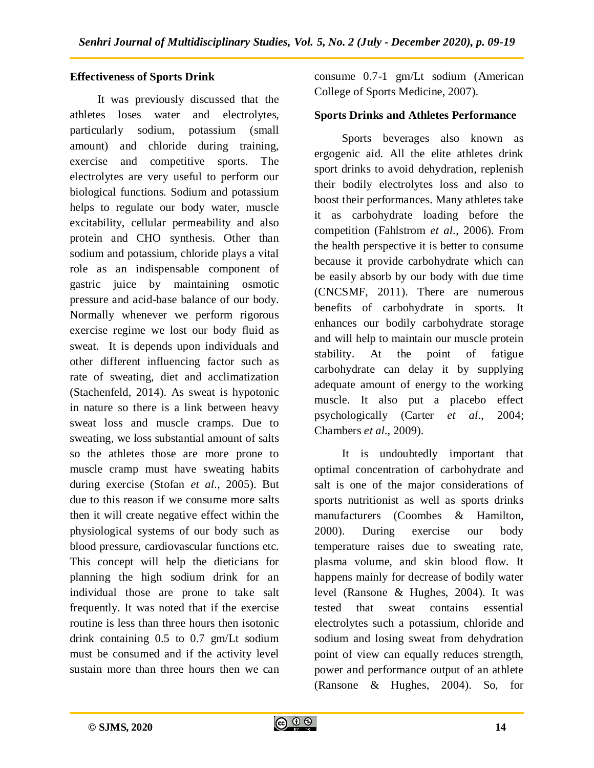## Effectiveness of Sports Drink

It was previously discussed that the athletes loses water and electrolytes, particularly sodium, potassium (small amount) and chloride during training, exercise and competitive sports. The electrolytes are very useful to perform our biological functions. Sodium and potassium helps to regulate our body water, muscle excitability, cellular permeability and also protein and CHO synthesis. Other than sodium and potassium, chloride plays a vital role as an indispensable component of gastric juice by maintaining osmotic pressure and acid-base balance of our body. Normally whenever we perform rigorous exercise regime we lost our body fluid as sweat. It is depends upon individuals and other different influencing factor such as rate of sweating, diet and acclimatization (Stachenfeld, 2014). As sweat is hypotonic in nature so there is a link between heavy sweat loss and muscle cramps. Due to sweating, we loss substantial amount of salts so the athletes those are more prone to muscle cramp must have sweating habits during exercise (Stofan *et al*., 2005). But due to this reason if we consume more salts then it will create negative effect within the physiological systems of our body such as blood pressure, cardiovascular functions etc. This concept will help the dieticians for planning the high sodium drink for an individual those are prone to take salt frequently. It was noted that if the exercise routine is less than three hours then isotonic drink containing 0.5 to 0.7 gm/Lt sodium must be consumed and if the activity level sustain more than three hours then we can consume 0.7-1 gm/Lt sodium (American College of Sports Medicine, 2007).

## Sports Drinks and Athletes Performance

Sports beverages also known as ergogenic aid. All the elite athletes drink sport drinks to avoid dehydration, replenish their bodily electrolytes loss and also to boost their performances. Many athletes take it as carbohydrate loading before the competition (Fahlstrom *et al.*, 2006). From the health perspective it is better to consume because it provide carbohydrate which can be easily absorb by our body with due time (CNCSMF, 2011). There are numerous benefits of carbohydrate in sports. It enhances our bodily carbohydrate storage and will help to maintain our muscle protein stability. At the point of fatigue carbohydrate can delay it by supplying adequate amount of energy to the working muscle. It also put a placebo effect psychologically (Carter *et al*., 2004; Chambers *et al*., 2009).

It is undoubtedly important that optimal concentration of carbohydrate and salt is one of the major considerations of sports nutritionist as well as sports drinks manufacturers (Coombes & Hamilton, 2000). During exercise our body temperature raises due to sweating rate, plasma volume, and skin blood flow. It happens mainly for decrease of bodily water level (Ransone & Hughes, 2004). It was tested that sweat contains essential electrolytes such a potassium, chloride and sodium and losing sweat from dehydration point of view can equally reduces strength, power and performance output of an athlete (Ransone & Hughes, 2004). So, for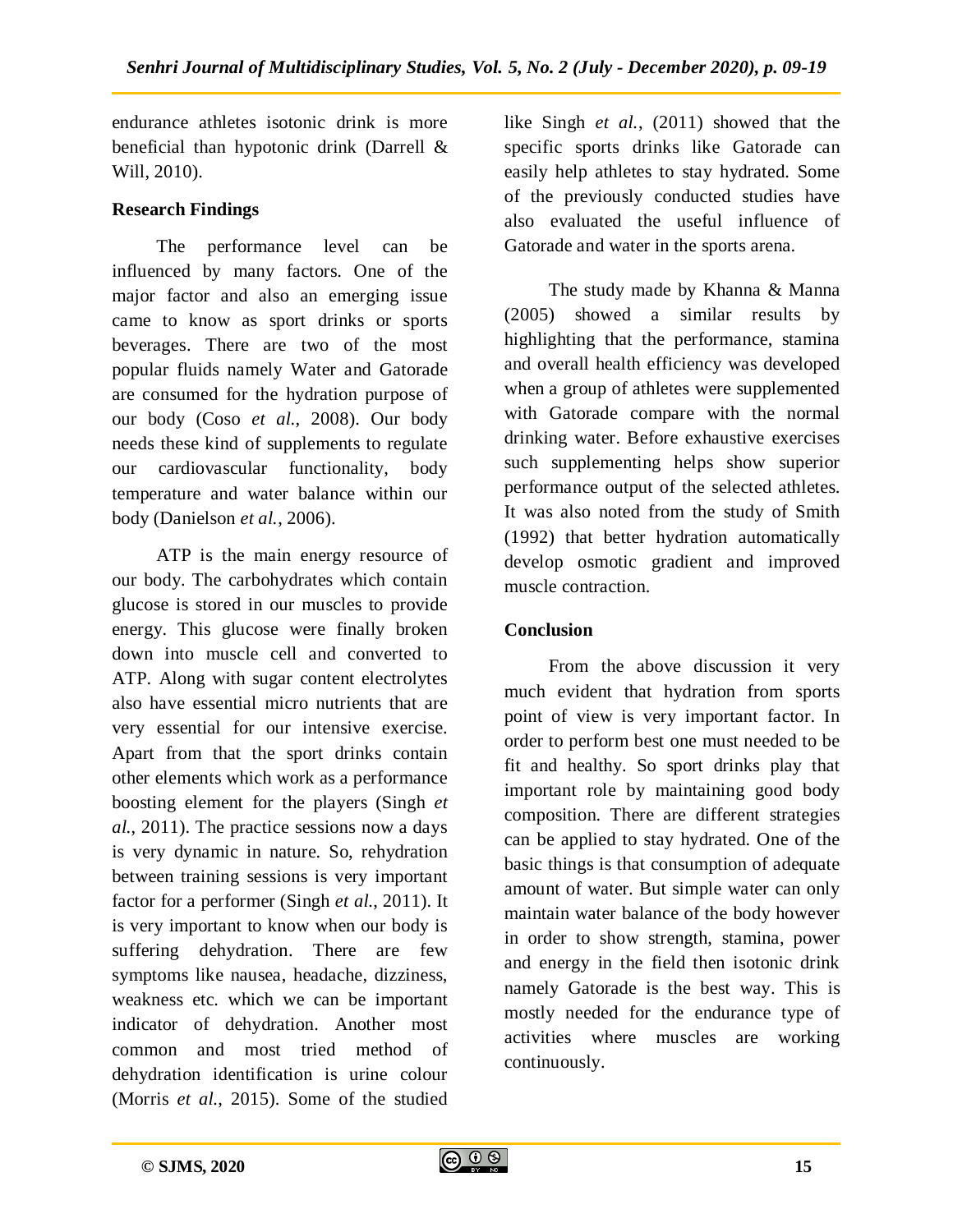endurance athletes isotonic drink is more beneficial than hypotonic drink (Darrell & Will, 2010).

### Research Findings

The performance level can be influenced by many factors. One of the major factor and also an emerging issue came to know as sport drinks or sports beverages. There are two of the most popular fluids namely Water and Gatorade are consumed for the hydration purpose of our body (Coso *et al.*, 2008). Our body needs these kind of supplements to regulate our cardiovascular functionality, body temperature and water balance within our body (Danielson *et al.*, 2006).

ATP is the main energy resource of our body. The carbohydrates which contain glucose is stored in our muscles to provide energy. This glucose were finally broken down into muscle cell and converted to ATP. Along with sugar content electrolytes also have essential micro nutrients that are very essential for our intensive exercise. Apart from that the sport drinks contain other elements which work as a performance boosting element for the players (Singh *et al.*, 2011). The practice sessions now a days is very dynamic in nature. So, rehydration between training sessions is very important factor for a performer (Singh *et al.*, 2011). It is very important to know when our body is suffering dehydration. There are few symptoms like nausea, headache, dizziness, weakness etc. which we can be important indicator of dehydration. Another most common and most tried method of dehydration identification is urine colour (Morris *et al.*, 2015). Some of the studied like Singh *et al.*, (2011) showed that the specific sports drinks like Gatorade can easily help athletes to stay hydrated. Some of the previously conducted studies have also evaluated the useful influence of Gatorade and water in the sports arena.

The study made by Khanna & Manna (2005) showed a similar results by highlighting that the performance, stamina and overall health efficiency was developed when a group of athletes were supplemented with Gatorade compare with the normal drinking water. Before exhaustive exercises such supplementing helps show superior performance output of the selected athletes. It was also noted from the study of Smith (1992) that better hydration automatically develop osmotic gradient and improved muscle contraction.

### Conclusion

From the above discussion it very much evident that hydration from sports point of view is very important factor. In order to perform best one must needed to be fit and healthy. So sport drinks play that important role by maintaining good body composition. There are different strategies can be applied to stay hydrated. One of the basic things is that consumption of adequate amount of water. But simple water can only maintain water balance of the body however in order to show strength, stamina, power and energy in the field then isotonic drink namely Gatorade is the best way. This is mostly needed for the endurance type of activities where muscles are working continuously.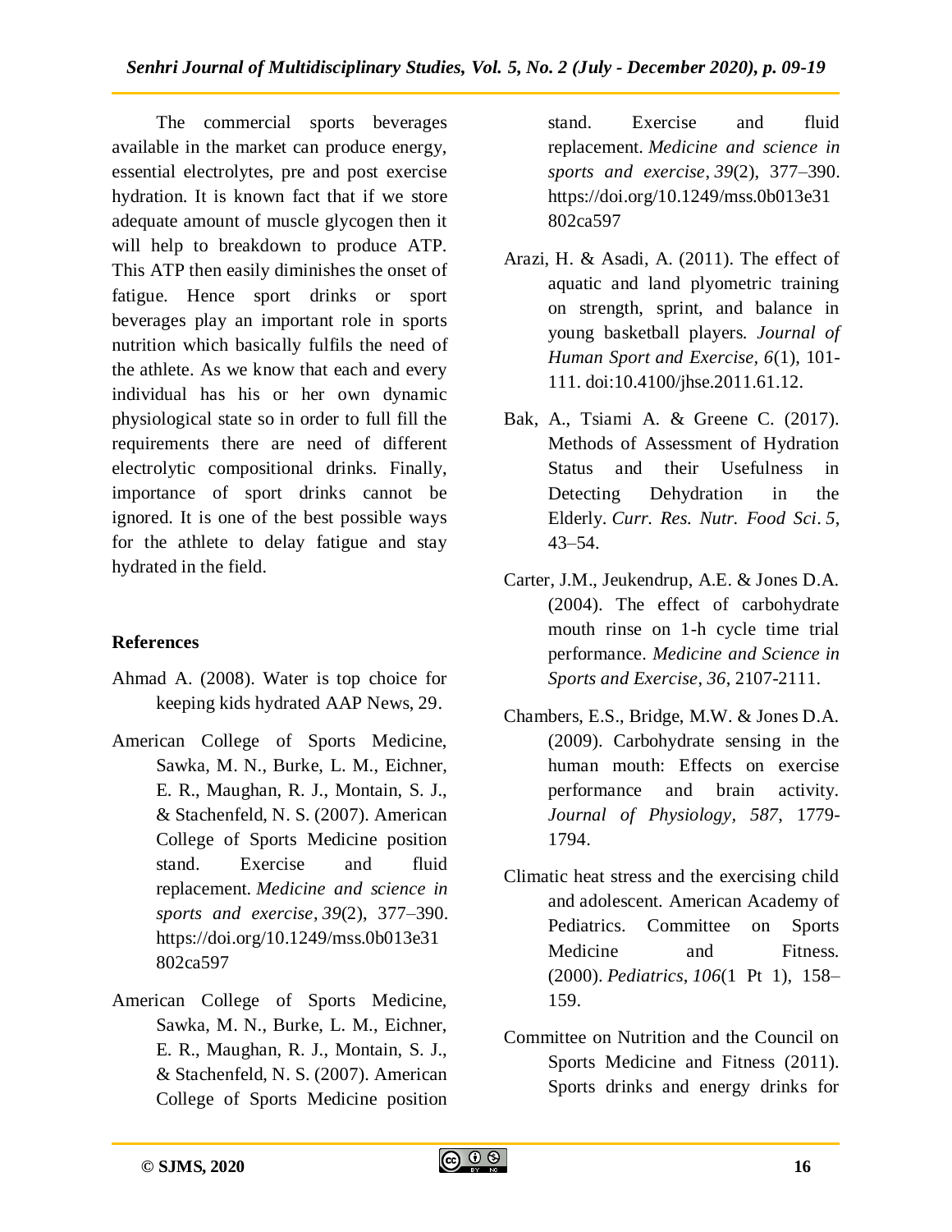The commercial sports beverages available in the market can produce energy, essential electrolytes, pre and post exercise hydration. It is known fact that if we store adequate amount of muscle glycogen then it will help to breakdown to produce ATP. This ATP then easily diminishes the onset of fatigue. Hence sport drinks or sport beverages play an important role in sports nutrition which basically fulfils the need of the athlete. As we know that each and every individual has his or her own dynamic physiological state so in order to full fill the requirements there are need of different electrolytic compositional drinks. Finally, importance of sport drinks cannot be ignored. It is one of the best possible ways for the athlete to delay fatigue and stay hydrated in the field.

## References

Ahmad A. (2008). Water is top choice for keeping kids hydrated AAP News, 29.

American College of Sports Medicine, Sawka, M. N., Burke, L. M., Eichner, E. R., Maughan, R. J., Montain, S. J., & Stachenfeld, N. S. (2007). American College of Sports Medicine position stand. Exercise and fluid replacement. *Medicine and science in sports and exercise*, *39*(2), 377–390. https://doi.org/10.1249/mss.0b013e31802ca597

American College of Sports Medicine, Sawka, M. N., Burke, L. M., Eichner, E. R., Maughan, R. J., Montain, S. J., & Stachenfeld, N. S. (2007). American College of Sports Medicine position stand. Exercise and fluid replacement. *Medicine and science in sports and exercise*, *39*(2), 377–390. https://doi.org/10.1249/mss.0b013e31802ca597

Arazi, H. & Asadi, A. (2011). The effect of aquatic and land plyometric training on strength, sprint, and balance in young basketball players. *Journal of Human Sport and Exercise, 6*(1), 101-111. doi:10.4100/jhse.2011.61.12.

Bak, A., Tsiami A. & Greene C. (2017). Methods of Assessment of Hydration Status and their Usefulness in Detecting Dehydration in the Elderly. *Curr. Res. Nutr. Food Sci*. *5*, 43–54.

Carter, J.M., Jeukendrup, A.E. & Jones D.A. (2004). The effect of carbohydrate mouth rinse on 1-h cycle time trial performance. *Medicine and Science in Sports and Exercise*, *36*, 2107-2111.

Chambers, E.S., Bridge, M.W. & Jones D.A. (2009). Carbohydrate sensing in the human mouth: Effects on exercise performance and brain activity. *Journal of Physiology, 587*, 1779-1794.

Climatic heat stress and the exercising child and adolescent. American Academy of Pediatrics. Committee on Sports Medicine and Fitness. (2000). *Pediatrics*, *106*(1 Pt 1), 158–159.

Committee on Nutrition and the Council on Sports Medicine and Fitness (2011). Sports drinks and energy drinks for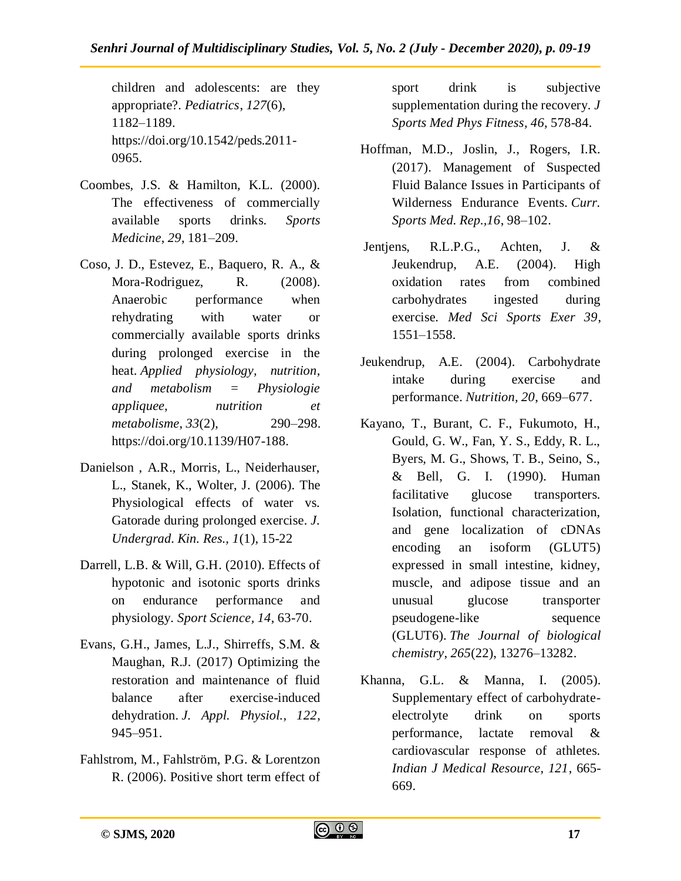children and adolescents: are they appropriate?. *Pediatrics*, *127*(6), 1182–1189. https://doi.org/10.1542/peds.2011-0965.

Coombes, J.S. & Hamilton, K.L. (2000). The effectiveness of commercially available sports drinks. *Sports Medicine*, *29*, 181–209.

Coso, J. D., Estevez, E., Baquero, R. A., & Mora-Rodriguez, R. (2008). Anaerobic performance when rehydrating with water or commercially available sports drinks during prolonged exercise in the heat. *Applied physiology, nutrition, and metabolism = Physiologie appliquee, nutrition et metabolisme*, *33*(2), 290–298. https://doi.org/10.1139/H07-188.

Danielson , A.R., Morris, L., Neiderhauser, L., Stanek, K., Wolter, J. (2006). The Physiological effects of water vs. Gatorade during prolonged exercise. *J. Undergrad. Kin. Res.*, *1*(1), 15-22

Darrell, L.B. & Will, G.H. (2010). Effects of hypotonic and isotonic sports drinks on endurance performance and physiology. *Sport Science*, *14*, 63-70.

Evans, G.H., James, L.J., Shirreffs, S.M. & Maughan, R.J. (2017) Optimizing the restoration and maintenance of fluid balance after exercise-induced dehydration. *J. Appl. Physiol.*, *122*, 945–951.

Fahlstrom, M., Fahlström, P.G. & Lorentzon R. (2006). Positive short term effect of sport drink is subjective supplementation during the recovery. *J Sports Med Phys Fitness*, *46*, 578-84.

Hoffman, M.D., Joslin, J., Rogers, I.R. (2017). Management of Suspected Fluid Balance Issues in Participants of Wilderness Endurance Events. *Curr. Sports Med. Rep.*,*16*, 98–102.

Jentjens, R.L.P.G., Achten, J. & Jeukendrup, A.E. (2004). High oxidation rates from combined carbohydrates ingested during exercise. *Med Sci Sports Exer 39*, 1551–1558.

Jeukendrup, A.E. (2004). Carbohydrate intake during exercise and performance. *Nutrition*, *20*, 669–677.

Kayano, T., Burant, C. F., Fukumoto, H., Gould, G. W., Fan, Y. S., Eddy, R. L., Byers, M. G., Shows, T. B., Seino, S., & Bell, G. I. (1990). Human facilitative glucose transporters. Isolation, functional characterization, and gene localization of cDNAs encoding an isoform (GLUT5) expressed in small intestine, kidney, muscle, and adipose tissue and an unusual glucose transporter pseudogene-like sequence (GLUT6). *The Journal of biological chemistry*, *265*(22), 13276–13282.

Khanna, G.L. & Manna, I. (2005). Supplementary effect of carbohydrate-electrolyte drink on sports performance, lactate removal & cardiovascular response of athletes. *Indian J Medical Resource*, *121*, 665-669.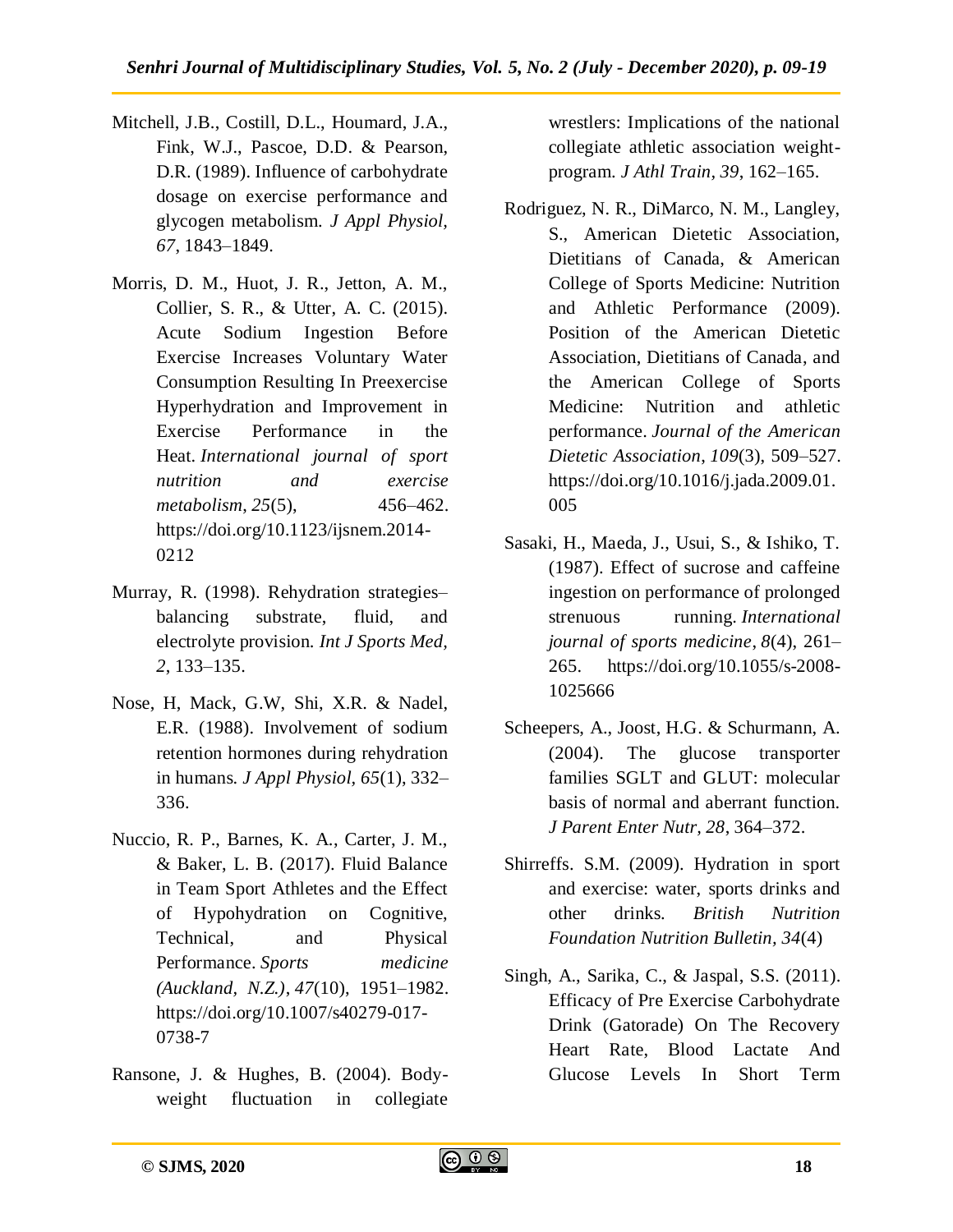Mitchell, J.B., Costill, D.L., Houmard, J.A., Fink, W.J., Pascoe, D.D. & Pearson, D.R. (1989). Influence of carbohydrate dosage on exercise performance and glycogen metabolism. *J Appl Physiol, 67*, 1843–1849.

Morris, D. M., Huot, J. R., Jetton, A. M., Collier, S. R., & Utter, A. C. (2015). Acute Sodium Ingestion Before Exercise Increases Voluntary Water Consumption Resulting In Preexercise Hyperhydration and Improvement in Exercise Performance in the Heat. *International journal of sport nutrition and exercise metabolism*, *25*(5), 456–462. https://doi.org/10.1123/ijsnem.2014-0212

Murray, R. (1998). Rehydration strategies–balancing substrate, fluid, and electrolyte provision. *Int J Sports Med, 2*, 133–135.

Nose, H, Mack, G.W, Shi, X.R. & Nadel, E.R. (1988). Involvement of sodium retention hormones during rehydration in humans. *J Appl Physiol, 65*(1), 332–336.

Nuccio, R. P., Barnes, K. A., Carter, J. M., & Baker, L. B. (2017). Fluid Balance in Team Sport Athletes and the Effect of Hypohydration on Cognitive, Technical, and Physical Performance. *Sports medicine (Auckland, N.Z.)*, *47*(10), 1951–1982. https://doi.org/10.1007/s40279-017-0738-7

Ransone, J. & Hughes, B. (2004). Body-weight fluctuation in collegiate wrestlers: Implications of the national collegiate athletic association weight-program. *J Athl Train, 39*, 162–165.

Rodriguez, N. R., DiMarco, N. M., Langley, S., American Dietetic Association, Dietitians of Canada, & American College of Sports Medicine: Nutrition and Athletic Performance (2009). Position of the American Dietetic Association, Dietitians of Canada, and the American College of Sports Medicine: Nutrition and athletic performance. *Journal of the American Dietetic Association*, *109*(3), 509–527. https://doi.org/10.1016/j.jada.2009.01.005

Sasaki, H., Maeda, J., Usui, S., & Ishiko, T. (1987). Effect of sucrose and caffeine ingestion on performance of prolonged strenuous running. *International journal of sports medicine*, *8*(4), 261–265. https://doi.org/10.1055/s-2008-1025666

Scheepers, A., Joost, H.G. & Schurmann, A. (2004). The glucose transporter families SGLT and GLUT: molecular basis of normal and aberrant function. *J Parent Enter Nutr, 28*, 364–372.

Shirreffs. S.M. (2009). Hydration in sport and exercise: water, sports drinks and other drinks. *British Nutrition Foundation Nutrition Bulletin, 34*(4)

Singh, A., Sarika, C., & Jaspal, S.S. (2011). Efficacy of Pre Exercise Carbohydrate Drink (Gatorade) On The Recovery Heart Rate, Blood Lactate And Glucose Levels In Short Term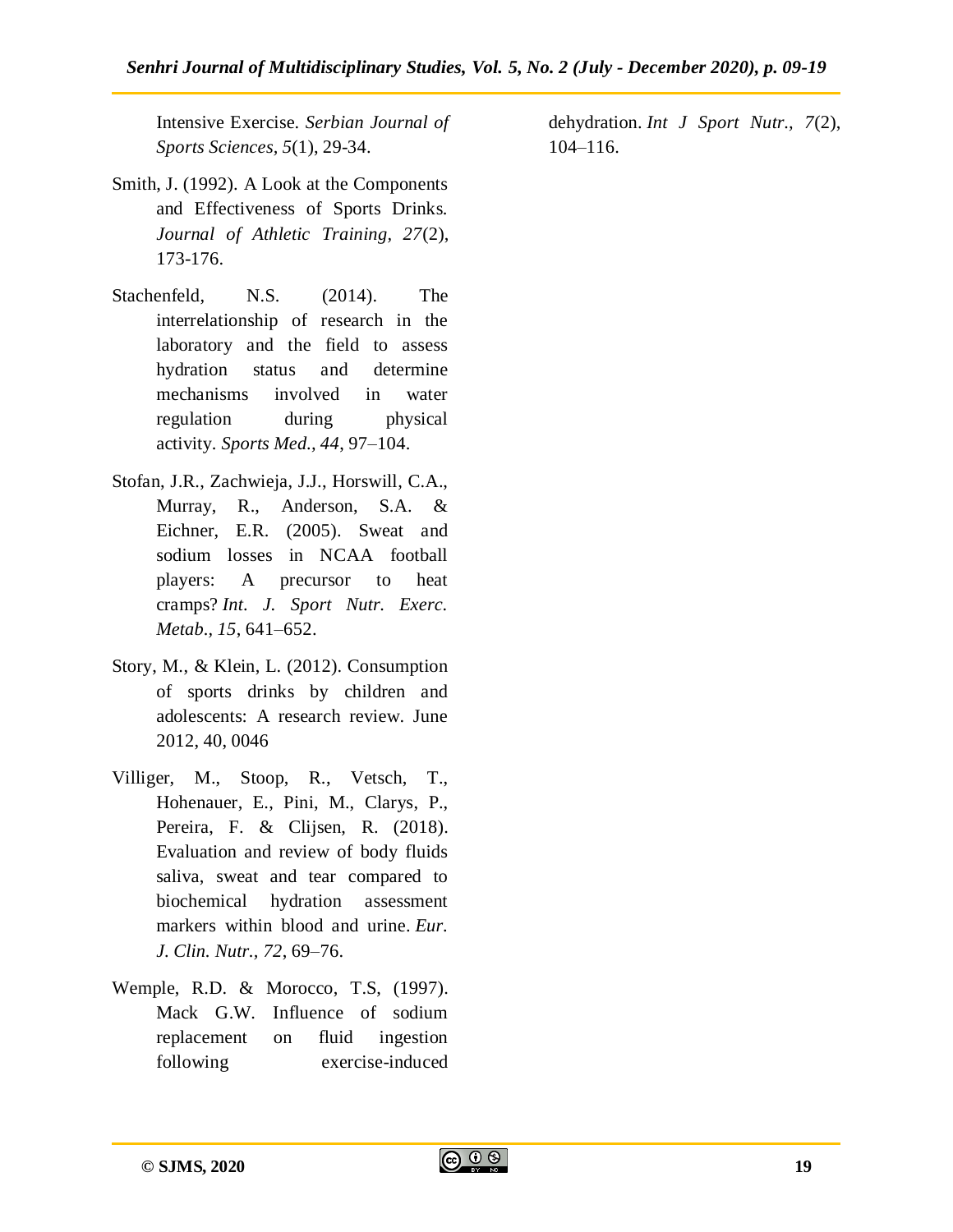Intensive Exercise. *Serbian Journal of Sports Sciences, 5*(1), 29-34.

Smith, J. (1992). A Look at the Components and Effectiveness of Sports Drinks. *Journal of Athletic Training, 27*(2), 173-176.

Stachenfeld, N.S. (2014). The interrelationship of research in the laboratory and the field to assess hydration status and determine mechanisms involved in water regulation during physical activity. *Sports Med., 44*, 97–104.

Stofan, J.R., Zachwieja, J.J., Horswill, C.A., Murray, R., Anderson, S.A. & Eichner, E.R. (2005). Sweat and sodium losses in NCAA football players: A precursor to heat cramps? *Int. J. Sport Nutr. Exerc. Metab., 15*, 641–652.

Story, M., & Klein, L. (2012). Consumption of sports drinks by children and adolescents: A research review. June 2012, 40, 0046

Villiger, M., Stoop, R., Vetsch, T., Hohenauer, E., Pini, M., Clarys, P., Pereira, F. & Clijsen, R. (2018). Evaluation and review of body fluids saliva, sweat and tear compared to biochemical hydration assessment markers within blood and urine. *Eur. J. Clin. Nutr., 72*, 69–76.

Wemple, R.D. & Morocco, T.S, (1997). Mack G.W. Influence of sodium replacement on fluid ingestion following exercise-induced dehydration. *Int J Sport Nutr., 7*(2), 104–116.